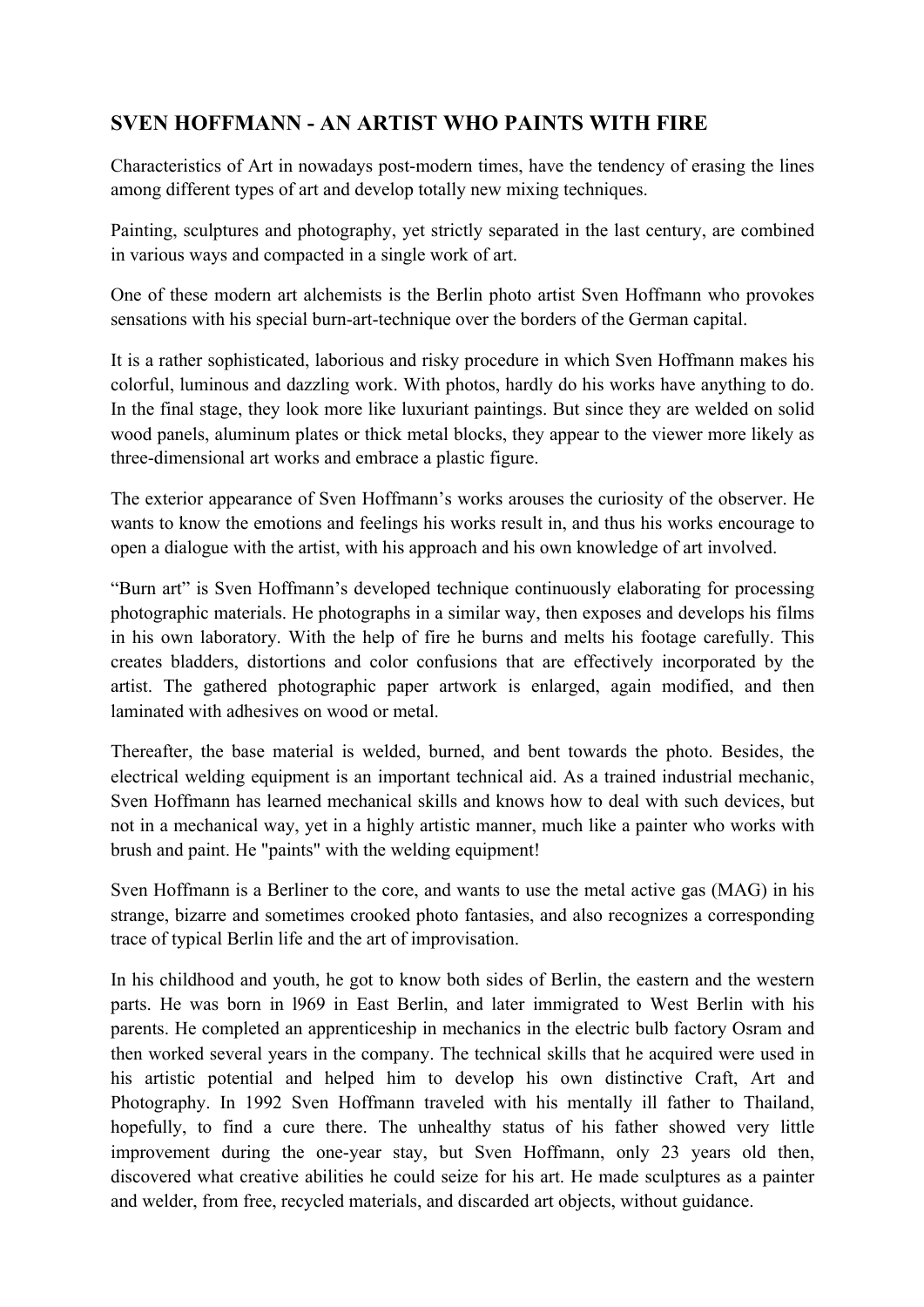## SVEN HOFFMANN - AN ARTIST WHO PAINTS WITH FIRE

Characteristics of Art in nowadays post-modern times, have the tendency of erasing the lines among different types of art and develop totally new mixing techniques.

Painting, sculptures and photography, yet strictly separated in the last century, are combined in various ways and compacted in a single work of art.

One of these modern art alchemists is the Berlin photo artist Sven Hoffmann who provokes sensations with his special burn-art-technique over the borders of the German capital.

It is a rather sophisticated, laborious and risky procedure in which Sven Hoffmann makes his colorful, luminous and dazzling work. With photos, hardly do his works have anything to do. In the final stage, they look more like luxuriant paintings. But since they are welded on solid wood panels, aluminum plates or thick metal blocks, they appear to the viewer more likely as three-dimensional art works and embrace a plastic figure.

The exterior appearance of Sven Hoffmann's works arouses the curiosity of the observer. He wants to know the emotions and feelings his works result in, and thus his works encourage to open a dialogue with the artist, with his approach and his own knowledge of art involved.

"Burn art" is Sven Hoffmann's developed technique continuously elaborating for processing photographic materials. He photographs in a similar way, then exposes and develops his films in his own laboratory. With the help of fire he burns and melts his footage carefully. This creates bladders, distortions and color confusions that are effectively incorporated by the artist. The gathered photographic paper artwork is enlarged, again modified, and then laminated with adhesives on wood or metal.

Thereafter, the base material is welded, burned, and bent towards the photo. Besides, the electrical welding equipment is an important technical aid. As a trained industrial mechanic, Sven Hoffmann has learned mechanical skills and knows how to deal with such devices, but not in a mechanical way, yet in a highly artistic manner, much like a painter who works with brush and paint. He "paints" with the welding equipment!

Sven Hoffmann is a Berliner to the core, and wants to use the metal active gas (MAG) in his strange, bizarre and sometimes crooked photo fantasies, and also recognizes a corresponding trace of typical Berlin life and the art of improvisation.

In his childhood and youth, he got to know both sides of Berlin, the eastern and the western parts. He was born in l969 in East Berlin, and later immigrated to West Berlin with his parents. He completed an apprenticeship in mechanics in the electric bulb factory Osram and then worked several years in the company. The technical skills that he acquired were used in his artistic potential and helped him to develop his own distinctive Craft, Art and Photography. In 1992 Sven Hoffmann traveled with his mentally ill father to Thailand, hopefully, to find a cure there. The unhealthy status of his father showed very little improvement during the one-year stay, but Sven Hoffmann, only 23 years old then, discovered what creative abilities he could seize for his art. He made sculptures as a painter and welder, from free, recycled materials, and discarded art objects, without guidance.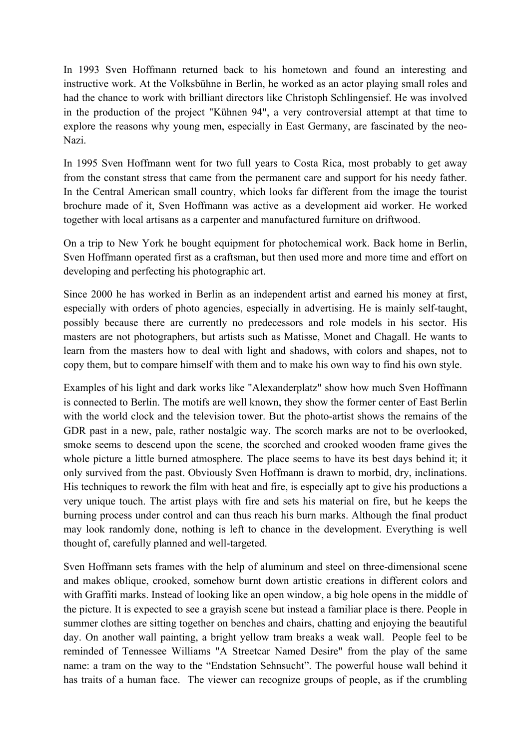In 1993 Sven Hoffmann returned back to his hometown and found an interesting and instructive work. At the Volksbühne in Berlin, he worked as an actor playing small roles and had the chance to work with brilliant directors like Christoph Schlingensief. He was involved in the production of the project "Kühnen 94", a very controversial attempt at that time to explore the reasons why young men, especially in East Germany, are fascinated by the neo-Nazi.

In 1995 Sven Hoffmann went for two full years to Costa Rica, most probably to get away from the constant stress that came from the permanent care and support for his needy father. In the Central American small country, which looks far different from the image the tourist brochure made of it, Sven Hoffmann was active as a development aid worker. He worked together with local artisans as a carpenter and manufactured furniture on driftwood.

On a trip to New York he bought equipment for photochemical work. Back home in Berlin, Sven Hoffmann operated first as a craftsman, but then used more and more time and effort on developing and perfecting his photographic art.

Since 2000 he has worked in Berlin as an independent artist and earned his money at first, especially with orders of photo agencies, especially in advertising. He is mainly self-taught, possibly because there are currently no predecessors and role models in his sector. His masters are not photographers, but artists such as Matisse, Monet and Chagall. He wants to learn from the masters how to deal with light and shadows, with colors and shapes, not to copy them, but to compare himself with them and to make his own way to find his own style.

Examples of his light and dark works like "Alexanderplatz" show how much Sven Hoffmann is connected to Berlin. The motifs are well known, they show the former center of East Berlin with the world clock and the television tower. But the photo-artist shows the remains of the GDR past in a new, pale, rather nostalgic way. The scorch marks are not to be overlooked, smoke seems to descend upon the scene, the scorched and crooked wooden frame gives the whole picture a little burned atmosphere. The place seems to have its best days behind it; it only survived from the past. Obviously Sven Hoffmann is drawn to morbid, dry, inclinations. His techniques to rework the film with heat and fire, is especially apt to give his productions a very unique touch. The artist plays with fire and sets his material on fire, but he keeps the burning process under control and can thus reach his burn marks. Although the final product may look randomly done, nothing is left to chance in the development. Everything is well thought of, carefully planned and well-targeted.

Sven Hoffmann sets frames with the help of aluminum and steel on three-dimensional scene and makes oblique, crooked, somehow burnt down artistic creations in different colors and with Graffiti marks. Instead of looking like an open window, a big hole opens in the middle of the picture. It is expected to see a grayish scene but instead a familiar place is there. People in summer clothes are sitting together on benches and chairs, chatting and enjoying the beautiful day. On another wall painting, a bright yellow tram breaks a weak wall. People feel to be reminded of Tennessee Williams "A Streetcar Named Desire" from the play of the same name: a tram on the way to the "Endstation Sehnsucht". The powerful house wall behind it has traits of a human face. The viewer can recognize groups of people, as if the crumbling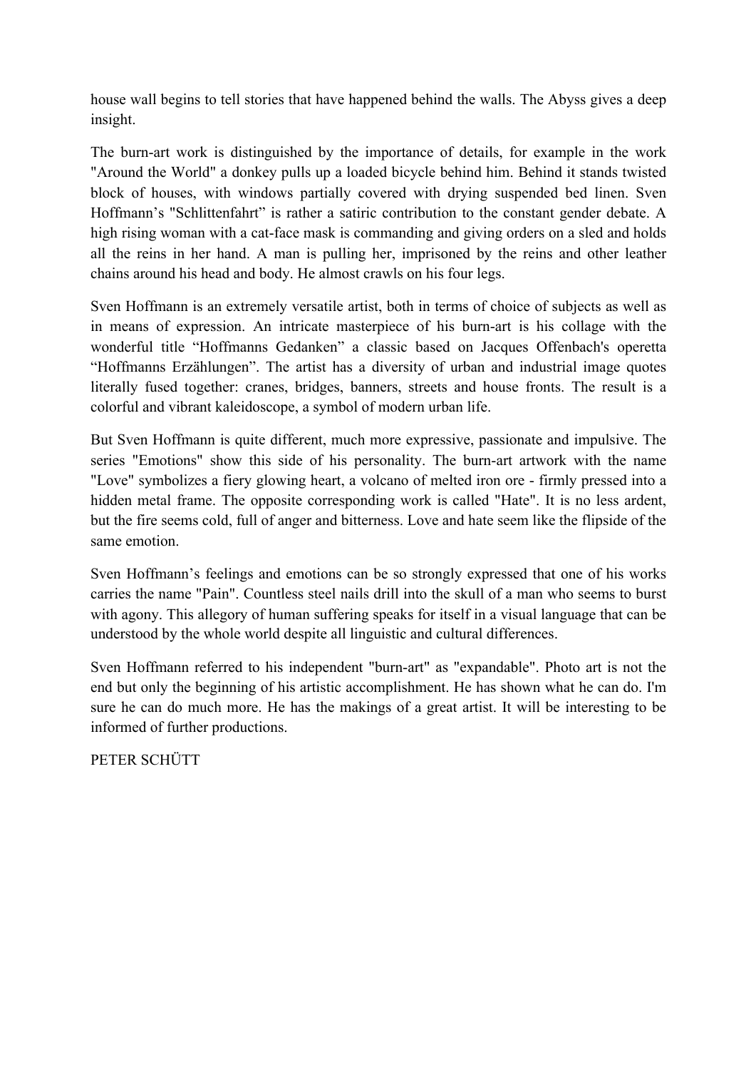house wall begins to tell stories that have happened behind the walls. The Abyss gives a deep insight.

The burn-art work is distinguished by the importance of details, for example in the work "Around the World" a donkey pulls up a loaded bicycle behind him. Behind it stands twisted block of houses, with windows partially covered with drying suspended bed linen. Sven Hoffmann's "Schlittenfahrt" is rather a satiric contribution to the constant gender debate. A high rising woman with a cat-face mask is commanding and giving orders on a sled and holds all the reins in her hand. A man is pulling her, imprisoned by the reins and other leather chains around his head and body. He almost crawls on his four legs.

Sven Hoffmann is an extremely versatile artist, both in terms of choice of subjects as well as in means of expression. An intricate masterpiece of his burn-art is his collage with the wonderful title "Hoffmanns Gedanken" a classic based on Jacques Offenbach's operetta "Hoffmanns Erzählungen". The artist has a diversity of urban and industrial image quotes literally fused together: cranes, bridges, banners, streets and house fronts. The result is a colorful and vibrant kaleidoscope, a symbol of modern urban life.

But Sven Hoffmann is quite different, much more expressive, passionate and impulsive. The series "Emotions" show this side of his personality. The burn-art artwork with the name "Love" symbolizes a fiery glowing heart, a volcano of melted iron ore - firmly pressed into a hidden metal frame. The opposite corresponding work is called "Hate". It is no less ardent, but the fire seems cold, full of anger and bitterness. Love and hate seem like the flipside of the same emotion.

Sven Hoffmann's feelings and emotions can be so strongly expressed that one of his works carries the name "Pain". Countless steel nails drill into the skull of a man who seems to burst with agony. This allegory of human suffering speaks for itself in a visual language that can be understood by the whole world despite all linguistic and cultural differences.

Sven Hoffmann referred to his independent "burn-art" as "expandable". Photo art is not the end but only the beginning of his artistic accomplishment. He has shown what he can do. I'm sure he can do much more. He has the makings of a great artist. It will be interesting to be informed of further productions.

PETER SCHÜTT